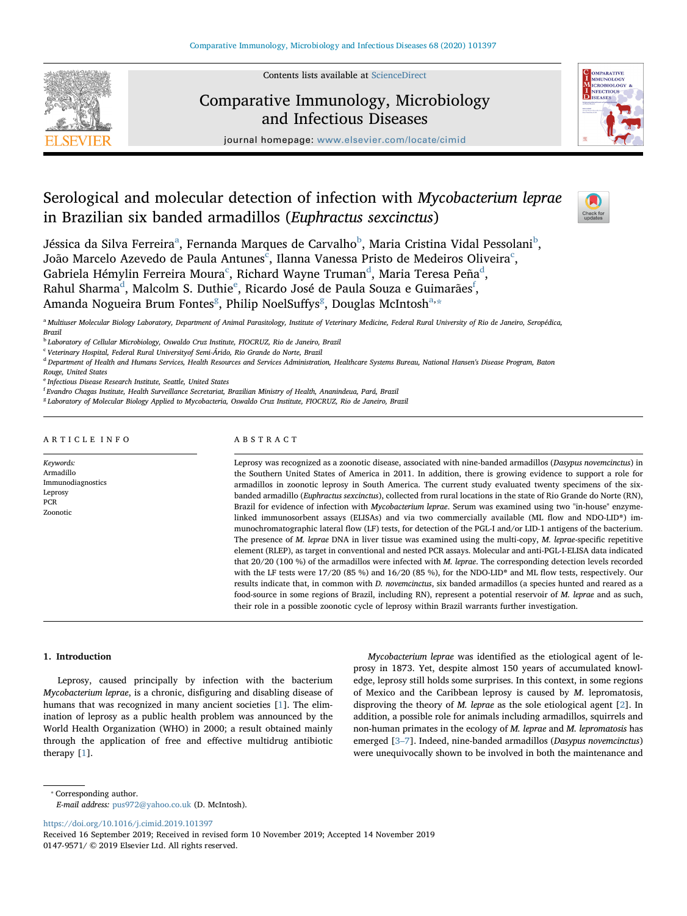# Serological and molecular detection of infection with *Mycobacterium leprae* in Brazilian six banded armadillos (*Euphractus sexcinctus*)

Jéssica da Silva Ferreira[a], Fernanda Marques de Carvalho[b], Maria Cristina Vidal Pessolani[b], João Marcelo Azevedo de Paula Antunes[c], Ilanna Vanessa Pristo de Medeiros Oliveira[c], Gabriela Hémylin Ferreira Moura[c], Richard Wayne Truman[d], Maria Teresa Peña[d], Rahul Sharma[d], Malcolm S. Duthie[e], Ricardo José de Paula Souza e Guimarães[f], Amanda Nogueira Brum Fontes[g], Philip NoelSuffys[g], Douglas McIntosh[a,*]

[a] Multiuser Molecular Biology Laboratory, Department of Animal Parasitology, Institute of Veterinary Medicine, Federal Rural University of Rio de Janeiro, Seropédica, Brazil
[b] Laboratory of Cellular Microbiology, Oswaldo Cruz Institute, FIOCRUZ, Rio de Janeiro, Brazil
[c] Veterinary Hospital, Federal Rural Universityof Semi-Árido, Rio Grande de Norte, Brazil
[d] Department of Health and Humans Services, Health Resources and Services Administration, Healthcare Systems Bureau, National Hansen's Disease Program, Baton Rouge, United States
[e] Infectious Disease Research Institute, Seattle, United States
[f] Evandro Chagas Institute, Health Surveillance Secretariat, Brazilian Ministry of Health, Ananindeua, Pará, Brazil
[g] Laboratory of Molecular Biology Applied to Mycobacteria, Oswaldo Cruz Institute, FIOCRUZ, Rio de Janeiro, Brazil

## ARTICLE INFO

*Keywords:*
Armadillo
Immunodiagnostics
Leprosy
PCR
Zoonotic

## ABSTRACT

Leprosy was recognized as a zoonotic disease, associated with nine-banded armadillos (*Dasypus novemcinctus*) in the Southern United States of America in 2011. In addition, there is growing evidence to support a role for armadillos in zoonotic leprosy in South America. The current study evaluated twenty specimens of the six-banded armadillo (*Euphractus sexcinctus*), collected from rural locations in the state of Rio Grande do Norte (RN), Brazil for evidence of infection with *Mycobacterium leprae*. Serum was examined using two "in-house" enzyme-linked immunosorbent assays (ELISAs) and via two commercially available (ML flow and NDO-LID®) immunochromatographic lateral flow (LF) tests, for detection of the PGL-I and/or LID-1 antigens of the bacterium. The presence of *M. leprae* DNA in liver tissue was examined using the multi-copy, *M. leprae*-specific repetitive element (RLEP), as target in conventional and nested PCR assays. Molecular and anti-PGL-I-ELISA data indicated that 20/20 (100 %) of the armadillos were infected with *M. leprae*. The corresponding detection levels recorded with the LF tests were 17/20 (85 %) and 16/20 (85 %), for the NDO-LID® and ML flow tests, respectively. Our results indicate that, in common with *D. novemcinctus*, six banded armadillos (a species hunted and reared as a food-source in some regions of Brazil, including RN), represent a potential reservoir of *M. leprae* and as such, their role in a possible zoonotic cycle of leprosy within Brazil warrants further investigation.

## 1. Introduction

Leprosy, caused principally by infection with the bacterium *Mycobacterium leprae*, is a chronic, disfiguring and disabling disease of humans that was recognized in many ancient societies [1]. The elimination of leprosy as a public health problem was announced by the World Health Organization (WHO) in 2000; a result obtained mainly through the application of free and effective multidrug antibiotic therapy [1].

*Mycobacterium leprae* was identified as the etiological agent of leprosy in 1873. Yet, despite almost 150 years of accumulated knowledge, leprosy still holds some surprises. In this context, in some regions of Mexico and the Caribbean leprosy is caused by *M.* lepromatosis, disproving the theory of *M. leprae* as the sole etiological agent [2]. In addition, a possible role for animals including armadillos, squirrels and non-human primates in the ecology of *M. leprae* and *M. lepromatosis* has emerged [3–7]. Indeed, nine-banded armadillos (*Dasypus novemcinctus*) were unequivocally shown to be involved in both the maintenance and

* Corresponding author.
*E-mail address:* pus972@yahoo.co.uk (D. McIntosh).

https://doi.org/10.1016/j.cimid.2019.101397
Received 16 September 2019; Received in revised form 10 November 2019; Accepted 14 November 2019
0147-9571/ © 2019 Elsevier Ltd. All rights reserved.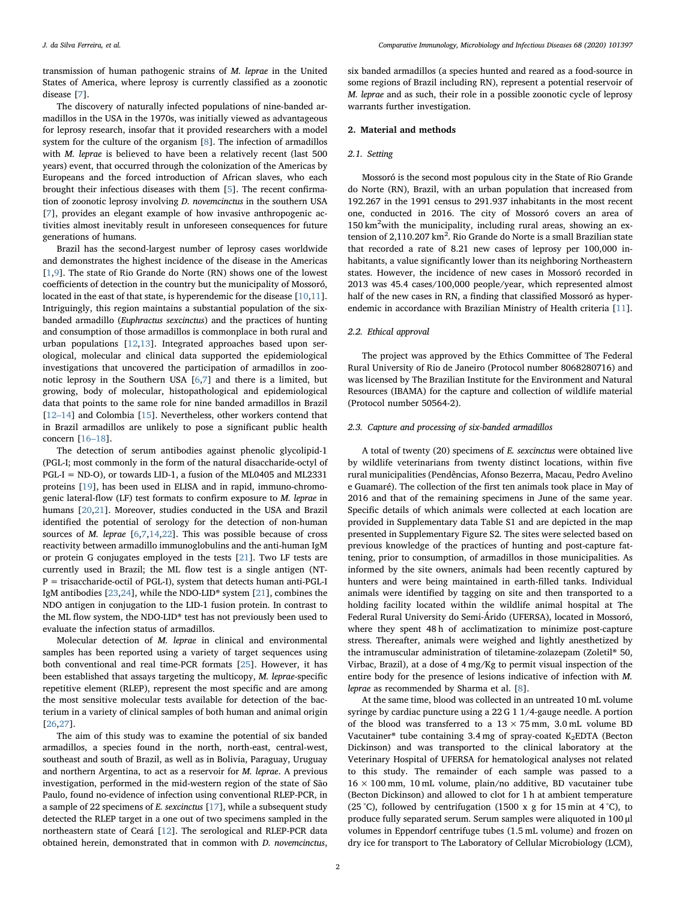transmission of human pathogenic strains of *M. leprae* in the United States of America, where leprosy is currently classified as a zoonotic disease [7].

The discovery of naturally infected populations of nine-banded armadillos in the USA in the 1970s, was initially viewed as advantageous for leprosy research, insofar that it provided researchers with a model system for the culture of the organism [8]. The infection of armadillos with *M. leprae* is believed to have been a relatively recent (last 500 years) event, that occurred through the colonization of the Americas by Europeans and the forced introduction of African slaves, who each brought their infectious diseases with them [5]. The recent confirmation of zoonotic leprosy involving *D. novemcinctus* in the southern USA [7], provides an elegant example of how invasive anthropogenic activities almost inevitably result in unforeseen consequences for future generations of humans.

Brazil has the second-largest number of leprosy cases worldwide and demonstrates the highest incidence of the disease in the Americas [1,9]. The state of Rio Grande do Norte (RN) shows one of the lowest coefficients of detection in the country but the municipality of Mossoró, located in the east of that state, is hyperendemic for the disease [10,11]. Intriguingly, this region maintains a substantial population of the six-banded armadillo (*Euphractus sexcinctus*) and the practices of hunting and consumption of those armadillos is commonplace in both rural and urban populations [12,13]. Integrated approaches based upon serological, molecular and clinical data supported the epidemiological investigations that uncovered the participation of armadillos in zoonotic leprosy in the Southern USA [6,7] and there is a limited, but growing, body of molecular, histopathological and epidemiological data that points to the same role for nine banded armadillos in Brazil [12–14] and Colombia [15]. Nevertheless, other workers contend that in Brazil armadillos are unlikely to pose a significant public health concern [16–18].

The detection of serum antibodies against phenolic glycolipid-1 (PGL-I; most commonly in the form of the natural disaccharide-octyl of PGL-I = ND-O), or towards LID-1, a fusion of the ML0405 and ML2331 proteins [19], has been used in ELISA and in rapid, immuno-chromogenic lateral-flow (LF) test formats to confirm exposure to *M. leprae* in humans [20,21]. Moreover, studies conducted in the USA and Brazil identified the potential of serology for the detection of non-human sources of *M. leprae* [6,7,14,22]. This was possible because of cross reactivity between armadillo immunoglobulins and the anti-human IgM or protein G conjugates employed in the tests [21]. Two LF tests are currently used in Brazil; the ML flow test is a single antigen (NT-P = trisaccharide-octil of PGL-I), system that detects human anti-PGL-I IgM antibodies [23,24], while the NDO-LID® system [21], combines the NDO antigen in conjugation to the LID-1 fusion protein. In contrast to the ML flow system, the NDO-LID® test has not previously been used to evaluate the infection status of armadillos.

Molecular detection of *M. leprae* in clinical and environmental samples has been reported using a variety of target sequences using both conventional and real time-PCR formats [25]. However, it has been established that assays targeting the multicopy, *M. leprae*-specific repetitive element (RLEP), represent the most specific and are among the most sensitive molecular tests available for detection of the bacterium in a variety of clinical samples of both human and animal origin [26,27].

The aim of this study was to examine the potential of six banded armadillos, a species found in the north, north-east, central-west, southeast and south of Brazil, as well as in Bolivia, Paraguay, Uruguay and northern Argentina, to act as a reservoir for *M. leprae*. A previous investigation, performed in the mid-western region of the state of São Paulo, found no-evidence of infection using conventional RLEP-PCR, in a sample of 22 specimens of *E. sexcinctus* [17], while a subsequent study detected the RLEP target in a one out of two specimens sampled in the northeastern state of Ceará [12]. The serological and RLEP-PCR data obtained herein, demonstrated that in common with *D. novemcinctus*, six banded armadillos (a species hunted and reared as a food-source in some regions of Brazil including RN), represent a potential reservoir of *M. leprae* and as such, their role in a possible zoonotic cycle of leprosy warrants further investigation.

## 2. Material and methods

### 2.1. Setting

Mossoró is the second most populous city in the State of Rio Grande do Norte (RN), Brazil, with an urban population that increased from 192.267 in the 1991 census to 291.937 inhabitants in the most recent one, conducted in 2016. The city of Mossoró covers an area of 150 km$^2$with the municipality, including rural areas, showing an extension of 2,110.207 km$^2$. Rio Grande do Norte is a small Brazilian state that recorded a rate of 8.21 new cases of leprosy per 100,000 inhabitants, a value significantly lower than its neighboring Northeastern states. However, the incidence of new cases in Mossoró recorded in 2013 was 45.4 cases/100,000 people/year, which represented almost half of the new cases in RN, a finding that classified Mossoró as hyperendemic in accordance with Brazilian Ministry of Health criteria [11].

### 2.2. Ethical approval

The project was approved by the Ethics Committee of The Federal Rural University of Rio de Janeiro (Protocol number 8068280716) and was licensed by The Brazilian Institute for the Environment and Natural Resources (IBAMA) for the capture and collection of wildlife material (Protocol number 50564-2).

### 2.3. Capture and processing of six-banded armadillos

A total of twenty (20) specimens of *E. sexcinctus* were obtained live by wildlife veterinarians from twenty distinct locations, within five rural municipalities (Pendências, Afonso Bezerra, Macau, Pedro Avelino e Guamaré). The collection of the first ten animals took place in May of 2016 and that of the remaining specimens in June of the same year. Specific details of which animals were collected at each location are provided in Supplementary data Table S1 and are depicted in the map presented in Supplementary Figure S2. The sites were selected based on previous knowledge of the practices of hunting and post-capture fattening, prior to consumption, of armadillos in those municipalities. As informed by the site owners, animals had been recently captured by hunters and were being maintained in earth-filled tanks. Individual animals were identified by tagging on site and then transported to a holding facility located within the wildlife animal hospital at The Federal Rural University do Semi-Árido (UFERSA), located in Mossoró, where they spent 48 h of acclimatization to minimize post-capture stress. Thereafter, animals were weighed and lightly anesthetized by the intramuscular administration of tiletamine-zolazepam (Zoletil® 50, Virbac, Brazil), at a dose of 4 mg/Kg to permit visual inspection of the entire body for the presence of lesions indicative of infection with *M. leprae* as recommended by Sharma et al. [8].

At the same time, blood was collected in an untreated 10 mL volume syringe by cardiac puncture using a 22 G 1 1/4-gauge needle. A portion of the blood was transferred to a 13 × 75 mm, 3.0 mL volume BD Vacutainer® tube containing 3.4 mg of spray-coated $K_2$EDTA (Becton Dickinson) and was transported to the clinical laboratory at the Veterinary Hospital of UFERSA for hematological analyses not related to this study. The remainder of each sample was passed to a 16 × 100 mm, 10 mL volume, plain/no additive, BD vacutainer tube (Becton Dickinson) and allowed to clot for 1 h at ambient temperature (25 °C), followed by centrifugation (1500 x g for 15 min at 4 °C), to produce fully separated serum. Serum samples were aliquoted in 100 μl volumes in Eppendorf centrifuge tubes (1.5 mL volume) and frozen on dry ice for transport to The Laboratory of Cellular Microbiology (LCM),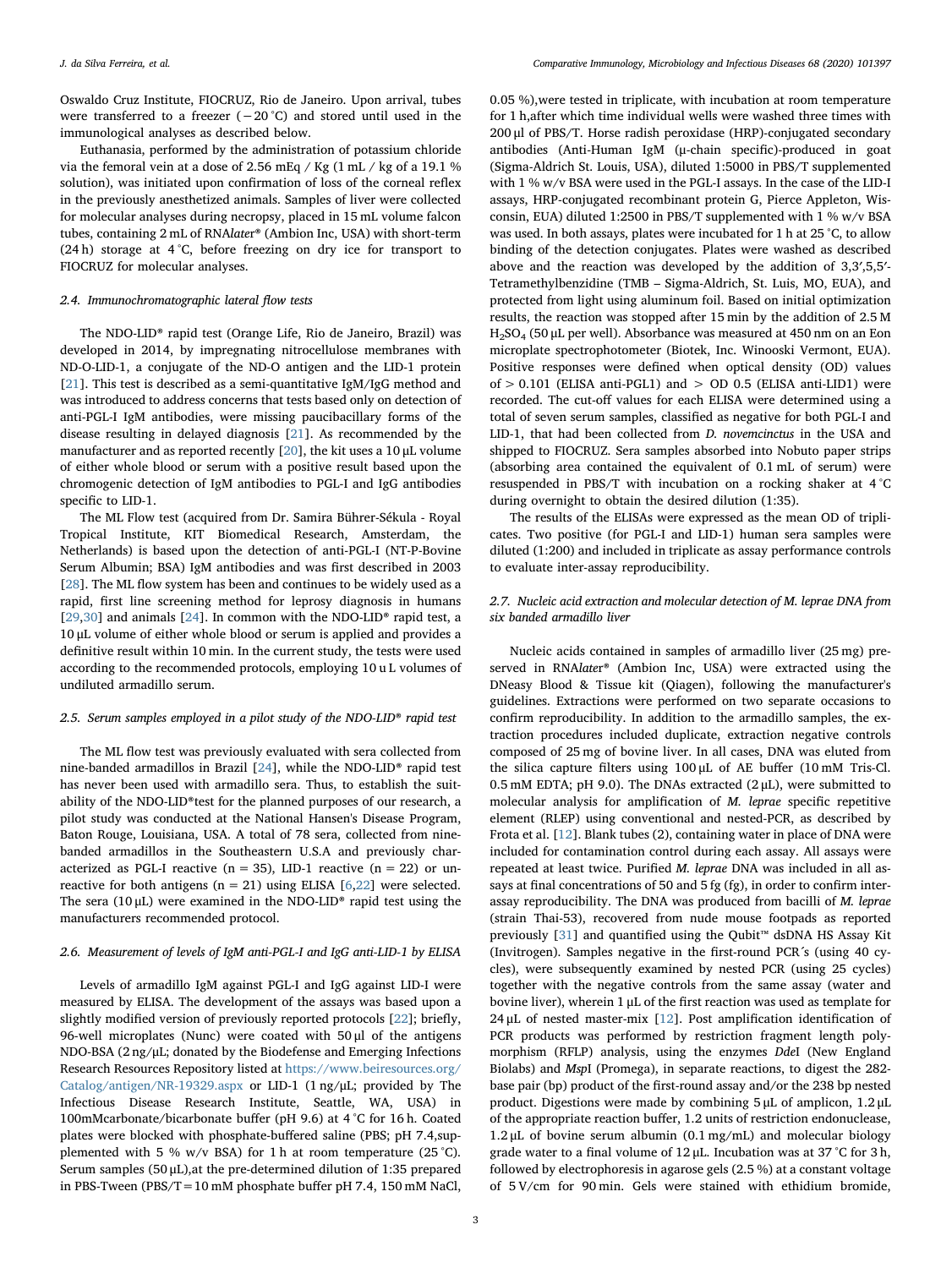Oswaldo Cruz Institute, FIOCRUZ, Rio de Janeiro. Upon arrival, tubes were transferred to a freezer (−20 °C) and stored until used in the immunological analyses as described below.

Euthanasia, performed by the administration of potassium chloride via the femoral vein at a dose of 2.56 mEq / Kg (1 mL / kg of a 19.1 % solution), was initiated upon confirmation of loss of the corneal reflex in the previously anesthetized animals. Samples of liver were collected for molecular analyses during necropsy, placed in 15 mL volume falcon tubes, containing 2 mL of RNA*later*® (Ambion Inc, USA) with short-term (24 h) storage at 4 °C, before freezing on dry ice for transport to FIOCRUZ for molecular analyses.

### 2.4. Immunochromatographic lateral flow tests

The NDO-LID® rapid test (Orange Life, Rio de Janeiro, Brazil) was developed in 2014, by impregnating nitrocellulose membranes with ND-O-LID-1, a conjugate of the ND-O antigen and the LID-1 protein [21]. This test is described as a semi-quantitative IgM/IgG method and was introduced to address concerns that tests based only on detection of anti-PGL-I IgM antibodies, were missing paucibacillary forms of the disease resulting in delayed diagnosis [21]. As recommended by the manufacturer and as reported recently [20], the kit uses a 10 μL volume of either whole blood or serum with a positive result based upon the chromogenic detection of IgM antibodies to PGL-I and IgG antibodies specific to LID-1.

The ML Flow test (acquired from Dr. Samira Bührer-Sékula - Royal Tropical Institute, KIT Biomedical Research, Amsterdam, the Netherlands) is based upon the detection of anti-PGL-I (NT-P-Bovine Serum Albumin; BSA) IgM antibodies and was first described in 2003 [28]. The ML flow system has been and continues to be widely used as a rapid, first line screening method for leprosy diagnosis in humans [29,30] and animals [24]. In common with the NDO-LID® rapid test, a 10 μL volume of either whole blood or serum is applied and provides a definitive result within 10 min. In the current study, the tests were used according to the recommended protocols, employing 10 u L volumes of undiluted armadillo serum.

### 2.5. Serum samples employed in a pilot study of the NDO-LID® rapid test

The ML flow test was previously evaluated with sera collected from nine-banded armadillos in Brazil [24], while the NDO-LID® rapid test has never been used with armadillo sera. Thus, to establish the suitability of the NDO-LID®test for the planned purposes of our research, a pilot study was conducted at the National Hansen's Disease Program, Baton Rouge, Louisiana, USA. A total of 78 sera, collected from nine-banded armadillos in the Southeastern U.S.A and previously characterized as PGL-I reactive (n = 35), LID-1 reactive (n = 22) or unreactive for both antigens (n = 21) using ELISA [6,22] were selected. The sera (10 μL) were examined in the NDO-LID® rapid test using the manufacturers recommended protocol.

### 2.6. Measurement of levels of IgM anti-PGL-I and IgG anti-LID-1 by ELISA

Levels of armadillo IgM against PGL-I and IgG against LID-I were measured by ELISA. The development of the assays was based upon a slightly modified version of previously reported protocols [22]; briefly, 96-well microplates (Nunc) were coated with 50 μl of the antigens NDO-BSA (2 ng/μL; donated by the Biodefense and Emerging Infections Research Resources Repository listed at https://www.beiresources.org/Catalog/antigen/NR-19329.aspx or LID-1 (1 ng/μL; provided by The Infectious Disease Research Institute, Seattle, WA, USA) in 100mMcarbonate/bicarbonate buffer (pH 9.6) at 4 °C for 16 h. Coated plates were blocked with phosphate-buffered saline (PBS; pH 7.4,supplemented with 5 % w/v BSA) for 1 h at room temperature (25 °C). Serum samples (50 μL),at the pre-determined dilution of 1:35 prepared in PBS-Tween (PBS/T = 10 mM phosphate buffer pH 7.4, 150 mM NaCl, 0.05 %),were tested in triplicate, with incubation at room temperature for 1 h,after which time individual wells were washed three times with 200 μl of PBS/T. Horse radish peroxidase (HRP)-conjugated secondary antibodies (Anti-Human IgM (μ-chain specific)-produced in goat (Sigma-Aldrich St. Louis, USA), diluted 1:5000 in PBS/T supplemented with 1 % w/v BSA were used in the PGL-I assays. In the case of the LID-I assays, HRP-conjugated recombinant protein G, Pierce Appleton, Wisconsin, EUA) diluted 1:2500 in PBS/T supplemented with 1 % w/v BSA was used. In both assays, plates were incubated for 1 h at 25 °C, to allow binding of the detection conjugates. Plates were washed as described above and the reaction was developed by the addition of 3,3′,5,5′-Tetramethylbenzidine (TMB – Sigma-Aldrich, St. Luis, MO, EUA), and protected from light using aluminum foil. Based on initial optimization results, the reaction was stopped after 15 min by the addition of 2.5 M $H_2SO_4$ (50 μL per well). Absorbance was measured at 450 nm on an Eon microplate spectrophotometer (Biotek, Inc. Winooski Vermont, EUA). Positive responses were defined when optical density (OD) values of > 0.101 (ELISA anti-PGL1) and > OD 0.5 (ELISA anti-LID1) were recorded. The cut-off values for each ELISA were determined using a total of seven serum samples, classified as negative for both PGL-I and LID-1, that had been collected from *D. novemcinctus* in the USA and shipped to FIOCRUZ. Sera samples absorbed into Nobuto paper strips (absorbing area contained the equivalent of 0.1 mL of serum) were resuspended in PBS/T with incubation on a rocking shaker at 4 °C during overnight to obtain the desired dilution (1:35).

The results of the ELISAs were expressed as the mean OD of triplicates. Two positive (for PGL-I and LID-1) human sera samples were diluted (1:200) and included in triplicate as assay performance controls to evaluate inter-assay reproducibility.

### 2.7. Nucleic acid extraction and molecular detection of M. leprae DNA from six banded armadillo liver

Nucleic acids contained in samples of armadillo liver (25 mg) preserved in RNA*later*® (Ambion Inc, USA) were extracted using the DNeasy Blood & Tissue kit (Qiagen), following the manufacturer's guidelines. Extractions were performed on two separate occasions to confirm reproducibility. In addition to the armadillo samples, the extraction procedures included duplicate, extraction negative controls composed of 25 mg of bovine liver. In all cases, DNA was eluted from the silica capture filters using 100 μL of AE buffer (10 mM Tris-Cl. 0.5 mM EDTA; pH 9.0). The DNAs extracted (2 μL), were submitted to molecular analysis for amplification of *M. leprae* specific repetitive element (RLEP) using conventional and nested-PCR, as described by Frota et al. [12]. Blank tubes (2), containing water in place of DNA were included for contamination control during each assay. All assays were repeated at least twice. Purified *M. leprae* DNA was included in all assays at final concentrations of 50 and 5 fg (fg), in order to confirm inter-assay reproducibility. The DNA was produced from bacilli of *M. leprae* (strain Thai-53), recovered from nude mouse footpads as reported previously [31] and quantified using the Qubit™ dsDNA HS Assay Kit (Invitrogen). Samples negative in the first-round PCR´s (using 40 cycles), were subsequently examined by nested PCR (using 25 cycles) together with the negative controls from the same assay (water and bovine liver), wherein 1 μL of the first reaction was used as template for 24 μL of nested master-mix [12]. Post amplification identification of PCR products was performed by restriction fragment length polymorphism (RFLP) analysis, using the enzymes *Dde*I (New England Biolabs) and *Msp*I (Promega), in separate reactions, to digest the 282-base pair (bp) product of the first-round assay and/or the 238 bp nested product. Digestions were made by combining 5 μL of amplicon, 1.2 μL of the appropriate reaction buffer, 1.2 units of restriction endonuclease, 1.2 μL of bovine serum albumin (0.1 mg/mL) and molecular biology grade water to a final volume of 12 μL. Incubation was at 37 °C for 3 h, followed by electrophoresis in agarose gels (2.5 %) at a constant voltage of 5 V/cm for 90 min. Gels were stained with ethidium bromide,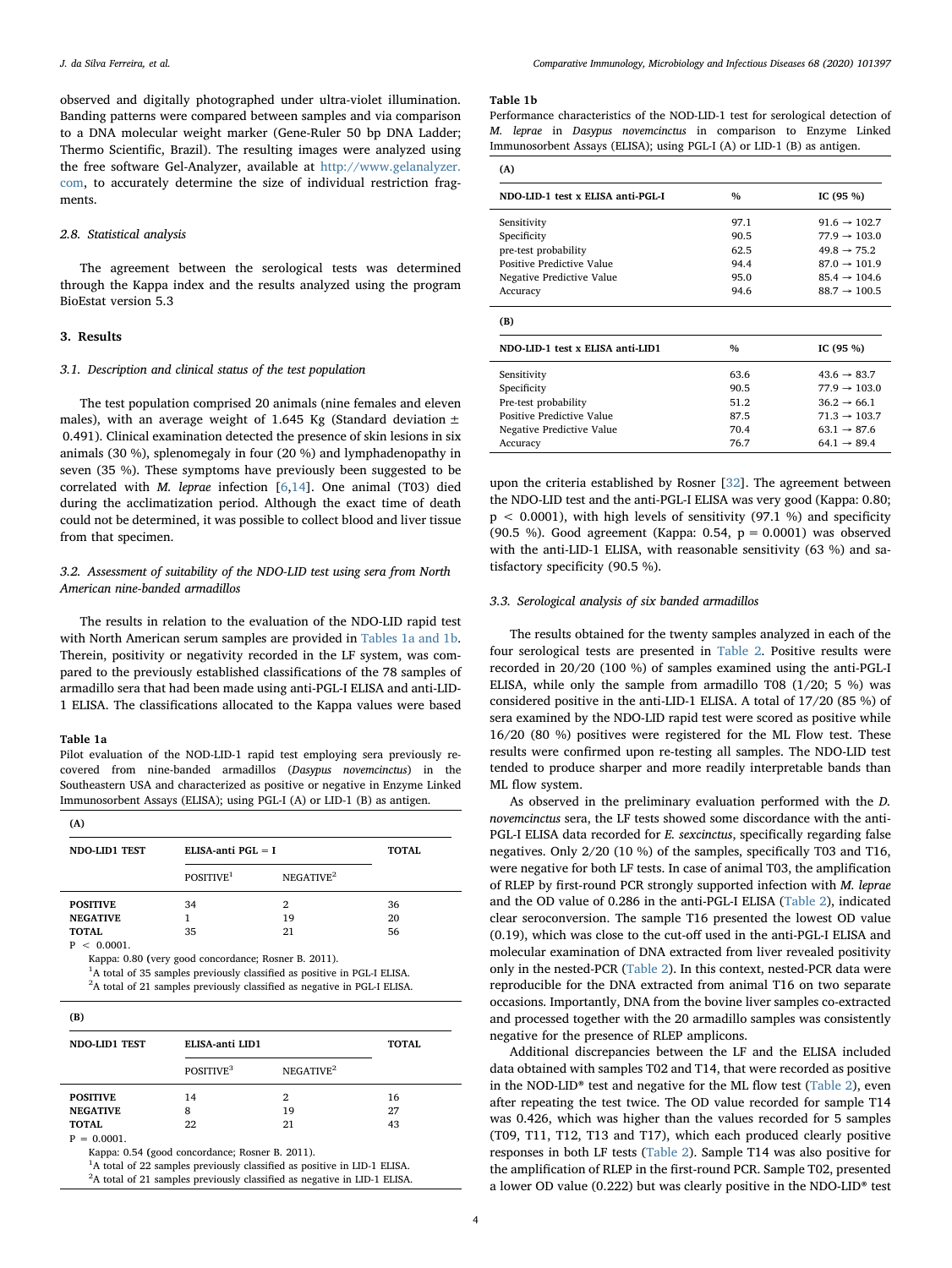observed and digitally photographed under ultra-violet illumination. Banding patterns were compared between samples and via comparison to a DNA molecular weight marker (Gene-Ruler 50 bp DNA Ladder; Thermo Scientific, Brazil). The resulting images were analyzed using the free software Gel-Analyzer, available at http://www.gelanalyzer.com, to accurately determine the size of individual restriction fragments.

### 2.8. Statistical analysis

The agreement between the serological tests was determined through the Kappa index and the results analyzed using the program BioEstat version 5.3

## 3. Results

### 3.1. Description and clinical status of the test population

The test population comprised 20 animals (nine females and eleven males), with an average weight of 1.645 Kg (Standard deviation ± 0.491). Clinical examination detected the presence of skin lesions in six animals (30 %), splenomegaly in four (20 %) and lymphadenopathy in seven (35 %). These symptoms have previously been suggested to be correlated with *M. leprae* infection [6,14]. One animal (T03) died during the acclimatization period. Although the exact time of death could not be determined, it was possible to collect blood and liver tissue from that specimen.

### 3.2. Assessment of suitability of the NDO-LID test using sera from North American nine-banded armadillos

The results in relation to the evaluation of the NDO-LID rapid test with North American serum samples are provided in Tables 1a and 1b. Therein, positivity or negativity recorded in the LF system, was compared to the previously established classifications of the 78 samples of armadillo sera that had been made using anti-PGL-I ELISA and anti-LID-1 ELISA. The classifications allocated to the Kappa values were based upon the criteria established by Rosner [32]. The agreement between the NDO-LID test and the anti-PGL-I ELISA was very good (Kappa: 0.80; $p < 0.0001$), with high levels of sensitivity (97.1 %) and specificity (90.5 %). Good agreement (Kappa: 0.54, $p = 0.0001$) was observed with the anti-LID-1 ELISA, with reasonable sensitivity (63 %) and satisfactory specificity (90.5 %).

**Table 1a**
Pilot evaluation of the NOD-LID-1 rapid test employing sera previously recovered from nine-banded armadillos (*Dasypus novemcinctus*) in the Southeastern USA and characterized as positive or negative in Enzyme Linked Immunosorbent Assays (ELISA); using PGL-I (A) or LID-1 (B) as antigen.

**(A)**

| NDO-LID1 TEST | ELISA-anti PGL = I | | TOTAL |
|---|---|---|---|
| | POSITIVE[1] | NEGATIVE[2] | |
| **POSITIVE** | 34 | 2 | 36 |
| **NEGATIVE** | 1 | 19 | 20 |
| **TOTAL** | 35 | 21 | 56 |

$P < 0.0001$.
Kappa: 0.80 (very good concordance; Rosner B. 2011).
[1]A total of 35 samples previously classified as positive in PGL-I ELISA.
[2]A total of 21 samples previously classified as negative in PGL-I ELISA.

**(B)**

| NDO-LID1 TEST | ELISA-anti LID1 | | TOTAL |
|---|---|---|---|
| | POSITIVE[3] | NEGATIVE[2] | |
| **POSITIVE** | 14 | 2 | 16 |
| **NEGATIVE** | 8 | 19 | 27 |
| **TOTAL** | 22 | 21 | 43 |

$P = 0.0001$.
Kappa: 0.54 (good concordance; Rosner B. 2011).
[1]A total of 22 samples previously classified as positive in LID-1 ELISA.
[2]A total of 21 samples previously classified as negative in LID-1 ELISA.

**Table 1b**
Performance characteristics of the NOD-LID-1 test for serological detection of *M. leprae* in *Dasypus novemcinctus* in comparison to Enzyme Linked Immunosorbent Assays (ELISA); using PGL-I (A) or LID-1 (B) as antigen.

**(A)**

| NDO-LID-1 test x ELISA anti-PGL-I | % | IC (95 %) |
|---|---|---|
| Sensitivity | 97.1 | 91.6 → 102.7 |
| Specificity | 90.5 | 77.9 → 103.0 |
| pre-test probability | 62.5 | 49.8 → 75.2 |
| Positive Predictive Value | 94.4 | 87.0 → 101.9 |
| Negative Predictive Value | 95.0 | 85.4 → 104.6 |
| Accuracy | 94.6 | 88.7 → 100.5 |

**(B)**

| NDO-LID-1 test x ELISA anti-LID1 | % | IC (95 %) |
|---|---|---|
| Sensitivity | 63.6 | 43.6 → 83.7 |
| Specificity | 90.5 | 77.9 → 103.0 |
| Pre-test probability | 51.2 | 36.2 → 66.1 |
| Positive Predictive Value | 87.5 | 71.3 → 103.7 |
| Negative Predictive Value | 70.4 | 63.1 → 87.6 |
| Accuracy | 76.7 | 64.1 → 89.4 |

### 3.3. Serological analysis of six banded armadillos

The results obtained for the twenty samples analyzed in each of the four serological tests are presented in Table 2. Positive results were recorded in 20/20 (100 %) of samples examined using the anti-PGL-I ELISA, while only the sample from armadillo T08 (1/20; 5 %) was considered positive in the anti-LID-1 ELISA. A total of 17/20 (85 %) of sera examined by the NDO-LID rapid test were scored as positive while 16/20 (80 %) positives were registered for the ML Flow test. These results were confirmed upon re-testing all samples. The NDO-LID test tended to produce sharper and more readily interpretable bands than ML flow system.

As observed in the preliminary evaluation performed with the *D. novemcinctus* sera, the LF tests showed some discordance with the anti-PGL-I ELISA data recorded for *E. sexcinctus*, specifically regarding false negatives. Only 2/20 (10 %) of the samples, specifically T03 and T16, were negative for both LF tests. In case of animal T03, the amplification of RLEP by first-round PCR strongly supported infection with *M. leprae* and the OD value of 0.286 in the anti-PGL-I ELISA (Table 2), indicated clear seroconversion. The sample T16 presented the lowest OD value (0.19), which was close to the cut-off used in the anti-PGL-I ELISA and molecular examination of DNA extracted from liver revealed positivity only in the nested-PCR (Table 2). In this context, nested-PCR data were reproducible for the DNA extracted from animal T16 on two separate occasions. Importantly, DNA from the bovine liver samples co-extracted and processed together with the 20 armadillo samples was consistently negative for the presence of RLEP amplicons.

Additional discrepancies between the LF and the ELISA included data obtained with samples T02 and T14, that were recorded as positive in the NOD-LID® test and negative for the ML flow test (Table 2), even after repeating the test twice. The OD value recorded for sample T14 was 0.426, which was higher than the values recorded for 5 samples (T09, T11, T12, T13 and T17), which each produced clearly positive responses in both LF tests (Table 2). Sample T14 was also positive for the amplification of RLEP in the first-round PCR. Sample T02, presented a lower OD value (0.222) but was clearly positive in the NDO-LID® test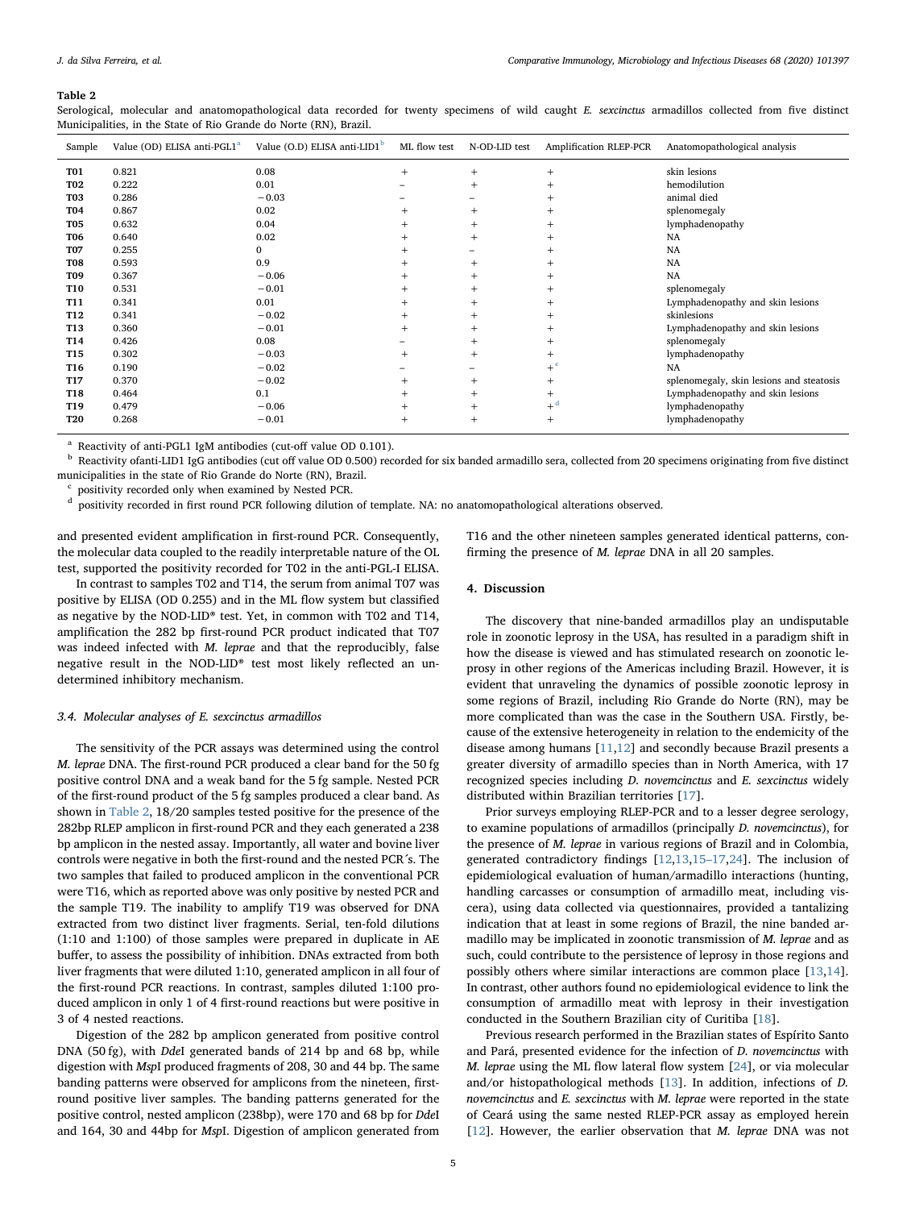**Table 2**

Serological, molecular and anatomopathological data recorded for twenty specimens of wild caught *E. sexcinctus* armadillos collected from five distinct Municipalities, in the State of Rio Grande do Norte (RN), Brazil.

| Sample | Value (OD) ELISA anti-PGL1[a] | Value (O.D) ELISA anti-LID1[b] | ML flow test | N-OD-LID test | Amplification RLEP-PCR | Anatomopathological analysis |
|---|---|---|---|---|---|---|
| **T01** | 0.821 | 0.08 | + | + | + | skin lesions |
| **T02** | 0.222 | 0.01 | − | + | + | hemodilution |
| **T03** | 0.286 | −0.03 | − | − | + | animal died |
| **T04** | 0.867 | 0.02 | + | + | + | splenomegaly |
| **T05** | 0.632 | 0.04 | + | + | + | lymphadenopathy |
| **T06** | 0.640 | 0.02 | + | + | + | NA |
| **T07** | 0.255 | 0 | + | − | + | NA |
| **T08** | 0.593 | 0.9 | + | + | + | NA |
| **T09** | 0.367 | −0.06 | + | + | + | NA |
| **T10** | 0.531 | −0.01 | + | + | + | splenomegaly |
| **T11** | 0.341 | 0.01 | + | + | + | Lymphadenopathy and skin lesions |
| **T12** | 0.341 | −0.02 | + | + | + | skinlesions |
| **T13** | 0.360 | −0.01 | + | + | + | Lymphadenopathy and skin lesions |
| **T14** | 0.426 | 0.08 | − | + | + | splenomegaly |
| **T15** | 0.302 | −0.03 | + | + | + | lymphadenopathy |
| **T16** | 0.190 | −0.02 | − | − | +[c] | NA |
| **T17** | 0.370 | −0.02 | + | + | + | splenomegaly, skin lesions and steatosis |
| **T18** | 0.464 | 0.1 | + | + | + | Lymphadenopathy and skin lesions |
| **T19** | 0.479 | −0.06 | + | + | +[d] | lymphadenopathy |
| **T20** | 0.268 | −0.01 | + | + | + | lymphadenopathy |

[a] Reactivity of anti-PGL1 IgM antibodies (cut-off value OD 0.101).
[b] Reactivity ofanti-LID1 IgG antibodies (cut off value OD 0.500) recorded for six banded armadillo sera, collected from 20 specimens originating from five distinct municipalities in the state of Rio Grande do Norte (RN), Brazil.
[c] positivity recorded only when examined by Nested PCR.
[d] positivity recorded in first round PCR following dilution of template. NA: no anatomopathological alterations observed.

and presented evident amplification in first-round PCR. Consequently, the molecular data coupled to the readily interpretable nature of the OL test, supported the positivity recorded for T02 in the anti-PGL-I ELISA.

In contrast to samples T02 and T14, the serum from animal T07 was positive by ELISA (OD 0.255) and in the ML flow system but classified as negative by the NOD-LID® test. Yet, in common with T02 and T14, amplification the 282 bp first-round PCR product indicated that T07 was indeed infected with *M. leprae* and that the reproducibly, false negative result in the NOD-LID® test most likely reflected an undetermined inhibitory mechanism.

### 3.4. Molecular analyses of *E. sexcinctus* armadillos

The sensitivity of the PCR assays was determined using the control *M. leprae* DNA. The first-round PCR produced a clear band for the 50 fg positive control DNA and a weak band for the 5 fg sample. Nested PCR of the first-round product of the 5 fg samples produced a clear band. As shown in Table 2, 18/20 samples tested positive for the presence of the 282bp RLEP amplicon in first-round PCR and they each generated a 238 bp amplicon in the nested assay. Importantly, all water and bovine liver controls were negative in both the first-round and the nested PCR´s. The two samples that failed to produced amplicon in the conventional PCR were T16, which as reported above was only positive by nested PCR and the sample T19. The inability to amplify T19 was observed for DNA extracted from two distinct liver fragments. Serial, ten-fold dilutions (1:10 and 1:100) of those samples were prepared in duplicate in AE buffer, to assess the possibility of inhibition. DNAs extracted from both liver fragments that were diluted 1:10, generated amplicon in all four of the first-round PCR reactions. In contrast, samples diluted 1:100 produced amplicon in only 1 of 4 first-round reactions but were positive in 3 of 4 nested reactions.

Digestion of the 282 bp amplicon generated from positive control DNA (50 fg), with *Dde*I generated bands of 214 bp and 68 bp, while digestion with *Msp*I produced fragments of 208, 30 and 44 bp. The same banding patterns were observed for amplicons from the nineteen, first-round positive liver samples. The banding patterns generated for the positive control, nested amplicon (238bp), were 170 and 68 bp for *Dde*I and 164, 30 and 44bp for *Msp*I. Digestion of amplicon generated from T16 and the other nineteen samples generated identical patterns, confirming the presence of *M. leprae* DNA in all 20 samples.

## 4. Discussion

The discovery that nine-banded armadillos play an undisputable role in zoonotic leprosy in the USA, has resulted in a paradigm shift in how the disease is viewed and has stimulated research on zoonotic leprosy in other regions of the Americas including Brazil. However, it is evident that unraveling the dynamics of possible zoonotic leprosy in some regions of Brazil, including Rio Grande do Norte (RN), may be more complicated than was the case in the Southern USA. Firstly, because of the extensive heterogeneity in relation to the endemicity of the disease among humans [11,12] and secondly because Brazil presents a greater diversity of armadillo species than in North America, with 17 recognized species including *D. novemcinctus* and *E. sexcinctus* widely distributed within Brazilian territories [17].

Prior surveys employing RLEP-PCR and to a lesser degree serology, to examine populations of armadillos (principally *D. novemcinctus*), for the presence of *M. leprae* in various regions of Brazil and in Colombia, generated contradictory findings [12,13,15–17,24]. The inclusion of epidemiological evaluation of human/armadillo interactions (hunting, handling carcasses or consumption of armadillo meat, including viscera), using data collected via questionnaires, provided a tantalizing indication that at least in some regions of Brazil, the nine banded armadillo may be implicated in zoonotic transmission of *M. leprae* and as such, could contribute to the persistence of leprosy in those regions and possibly others where similar interactions are common place [13,14]. In contrast, other authors found no epidemiological evidence to link the consumption of armadillo meat with leprosy in their investigation conducted in the Southern Brazilian city of Curitiba [18].

Previous research performed in the Brazilian states of Espírito Santo and Pará, presented evidence for the infection of *D. novemcinctus* with *M. leprae* using the ML flow lateral flow system [24], or via molecular and/or histopathological methods [13]. In addition, infections of *D. novemcinctus* and *E. sexcinctus* with *M. leprae* were reported in the state of Ceará using the same nested RLEP-PCR assay as employed herein [12]. However, the earlier observation that *M. leprae* DNA was not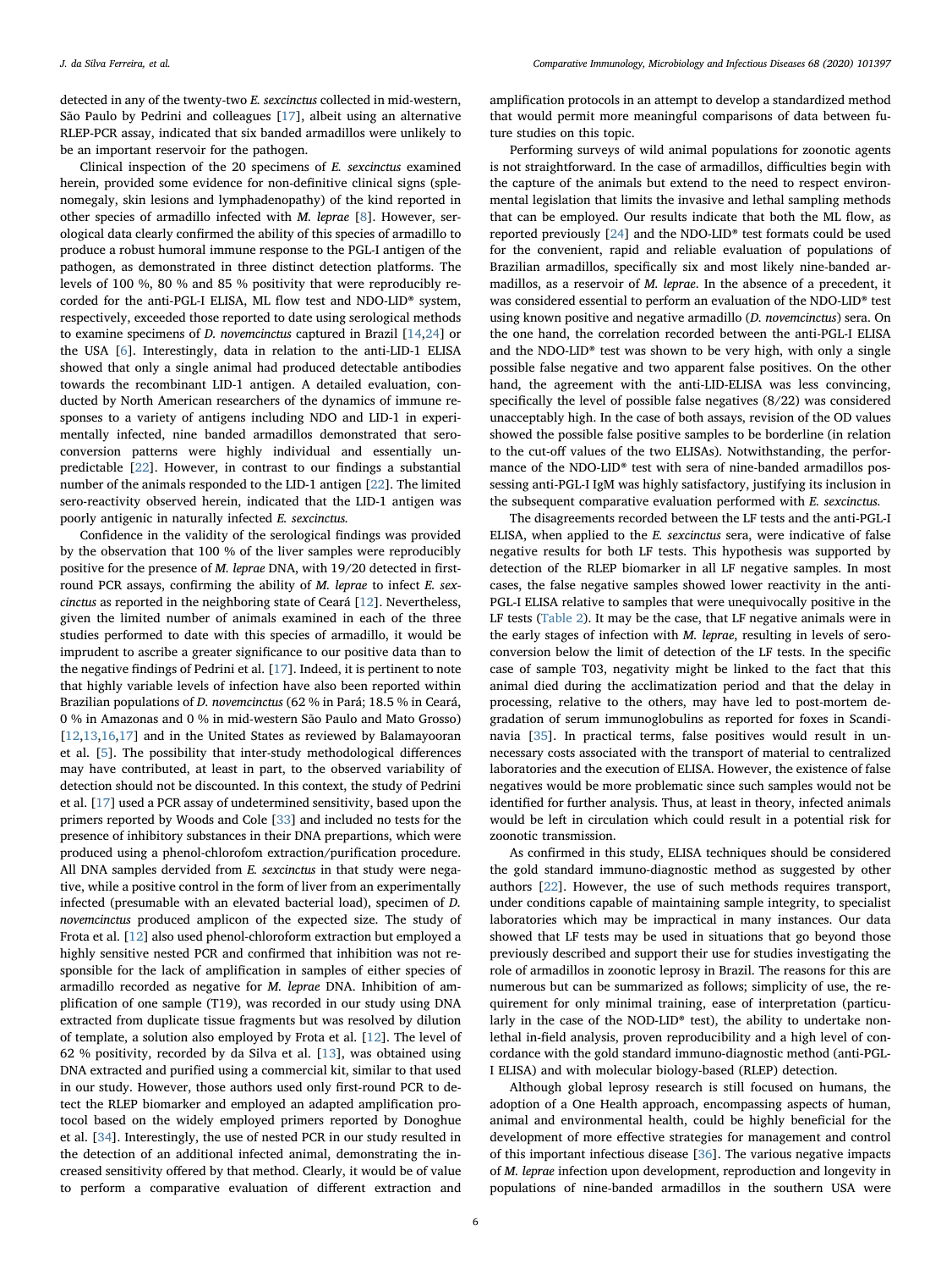detected in any of the twenty-two *E. sexcinctus* collected in mid-western, São Paulo by Pedrini and colleagues [17], albeit using an alternative RLEP-PCR assay, indicated that six banded armadillos were unlikely to be an important reservoir for the pathogen.

Clinical inspection of the 20 specimens of *E. sexcinctus* examined herein, provided some evidence for non-definitive clinical signs (splenomegaly, skin lesions and lymphadenopathy) of the kind reported in other species of armadillo infected with *M. leprae* [8]. However, serological data clearly confirmed the ability of this species of armadillo to produce a robust humoral immune response to the PGL-I antigen of the pathogen, as demonstrated in three distinct detection platforms. The levels of 100 %, 80 % and 85 % positivity that were reproducibly recorded for the anti-PGL-I ELISA, ML flow test and NDO-LID® system, respectively, exceeded those reported to date using serological methods to examine specimens of *D. novemcinctus* captured in Brazil [14,24] or the USA [6]. Interestingly, data in relation to the anti-LID-1 ELISA showed that only a single animal had produced detectable antibodies towards the recombinant LID-1 antigen. A detailed evaluation, conducted by North American researchers of the dynamics of immune responses to a variety of antigens including NDO and LID-1 in experimentally infected, nine banded armadillos demonstrated that seroconversion patterns were highly individual and essentially unpredictable [22]. However, in contrast to our findings a substantial number of the animals responded to the LID-1 antigen [22]. The limited sero-reactivity observed herein, indicated that the LID-1 antigen was poorly antigenic in naturally infected *E. sexcinctus.*

Confidence in the validity of the serological findings was provided by the observation that 100 % of the liver samples were reproducibly positive for the presence of *M. leprae* DNA, with 19/20 detected in first-round PCR assays, confirming the ability of *M. leprae* to infect *E. sexcinctus* as reported in the neighboring state of Ceará [12]. Nevertheless, given the limited number of animals examined in each of the three studies performed to date with this species of armadillo, it would be imprudent to ascribe a greater significance to our positive data than to the negative findings of Pedrini et al. [17]. Indeed, it is pertinent to note that highly variable levels of infection have also been reported within Brazilian populations of *D. novemcinctus* (62 % in Pará; 18.5 % in Ceará, 0 % in Amazonas and 0 % in mid-western São Paulo and Mato Grosso) [12,13,16,17] and in the United States as reviewed by Balamayooran et al. [5]. The possibility that inter-study methodological differences may have contributed, at least in part, to the observed variability of detection should not be discounted. In this context, the study of Pedrini et al. [17] used a PCR assay of undetermined sensitivity, based upon the primers reported by Woods and Cole [33] and included no tests for the presence of inhibitory substances in their DNA preparations, which were produced using a phenol-chlorofom extraction/purification procedure. All DNA samples dervided from *E. sexcinctus* in that study were negative, while a positive control in the form of liver from an experimentally infected (presumable with an elevated bacterial load), specimen of *D. novemcinctus* produced amplicon of the expected size. The study of Frota et al. [12] also used phenol-chloroform extraction but employed a highly sensitive nested PCR and confirmed that inhibition was not responsible for the lack of amplification in samples of either species of armadillo recorded as negative for *M. leprae* DNA. Inhibition of amplification of one sample (T19), was recorded in our study using DNA extracted from duplicate tissue fragments but was resolved by dilution of template, a solution also employed by Frota et al. [12]. The level of 62 % positivity, recorded by da Silva et al. [13], was obtained using DNA extracted and purified using a commercial kit, similar to that used in our study. However, those authors used only first-round PCR to detect the RLEP biomarker and employed an adapted amplification protocol based on the widely employed primers reported by Donoghue et al. [34]. Interestingly, the use of nested PCR in our study resulted in the detection of an additional infected animal, demonstrating the increased sensitivity offered by that method. Clearly, it would be of value to perform a comparative evaluation of different extraction and amplification protocols in an attempt to develop a standardized method that would permit more meaningful comparisons of data between future studies on this topic.

Performing surveys of wild animal populations for zoonotic agents is not straightforward. In the case of armadillos, difficulties begin with the capture of the animals but extend to the need to respect environmental legislation that limits the invasive and lethal sampling methods that can be employed. Our results indicate that both the ML flow, as reported previously [24] and the NDO-LID® test formats could be used for the convenient, rapid and reliable evaluation of populations of Brazilian armadillos, specifically six and most likely nine-banded armadillos, as a reservoir of *M. leprae*. In the absence of a precedent, it was considered essential to perform an evaluation of the NDO-LID® test using known positive and negative armadillo (*D. novemcinctus*) sera. On the one hand, the correlation recorded between the anti-PGL-I ELISA and the NDO-LID® test was shown to be very high, with only a single possible false negative and two apparent false positives. On the other hand, the agreement with the anti-LID-ELISA was less convincing, specifically the level of possible false negatives (8/22) was considered unacceptably high. In the case of both assays, revision of the OD values showed the possible false positive samples to be borderline (in relation to the cut-off values of the two ELISAs). Notwithstanding, the performance of the NDO-LID® test with sera of nine-banded armadillos possessing anti-PGL-I IgM was highly satisfactory, justifying its inclusion in the subsequent comparative evaluation performed with *E. sexcinctus.*

The disagreements recorded between the LF tests and the anti-PGL-I ELISA, when applied to the *E. sexcinctus* sera, were indicative of false negative results for both LF tests. This hypothesis was supported by detection of the RLEP biomarker in all LF negative samples. In most cases, the false negative samples showed lower reactivity in the anti-PGL-I ELISA relative to samples that were unequivocally positive in the LF tests (Table 2). It may be the case, that LF negative animals were in the early stages of infection with *M. leprae*, resulting in levels of seroconversion below the limit of detection of the LF tests. In the specific case of sample T03, negativity might be linked to the fact that this animal died during the acclimatization period and that the delay in processing, relative to the others, may have led to post-mortem degradation of serum immunoglobulins as reported for foxes in Scandinavia [35]. In practical terms, false positives would result in unnecessary costs associated with the transport of material to centralized laboratories and the execution of ELISA. However, the existence of false negatives would be more problematic since such samples would not be identified for further analysis. Thus, at least in theory, infected animals would be left in circulation which could result in a potential risk for zoonotic transmission.

As confirmed in this study, ELISA techniques should be considered the gold standard immuno-diagnostic method as suggested by other authors [22]. However, the use of such methods requires transport, under conditions capable of maintaining sample integrity, to specialist laboratories which may be impractical in many instances. Our data showed that LF tests may be used in situations that go beyond those previously described and support their use for studies investigating the role of armadillos in zoonotic leprosy in Brazil. The reasons for this are numerous but can be summarized as follows; simplicity of use, the requirement for only minimal training, ease of interpretation (particularly in the case of the NOD-LID® test), the ability to undertake non-lethal in-field analysis, proven reproducibility and a high level of concordance with the gold standard immuno-diagnostic method (anti-PGL-I ELISA) and with molecular biology-based (RLEP) detection.

Although global leprosy research is still focused on humans, the adoption of a One Health approach, encompassing aspects of human, animal and environmental health, could be highly beneficial for the development of more effective strategies for management and control of this important infectious disease [36]. The various negative impacts of *M. leprae* infection upon development, reproduction and longevity in populations of nine-banded armadillos in the southern USA were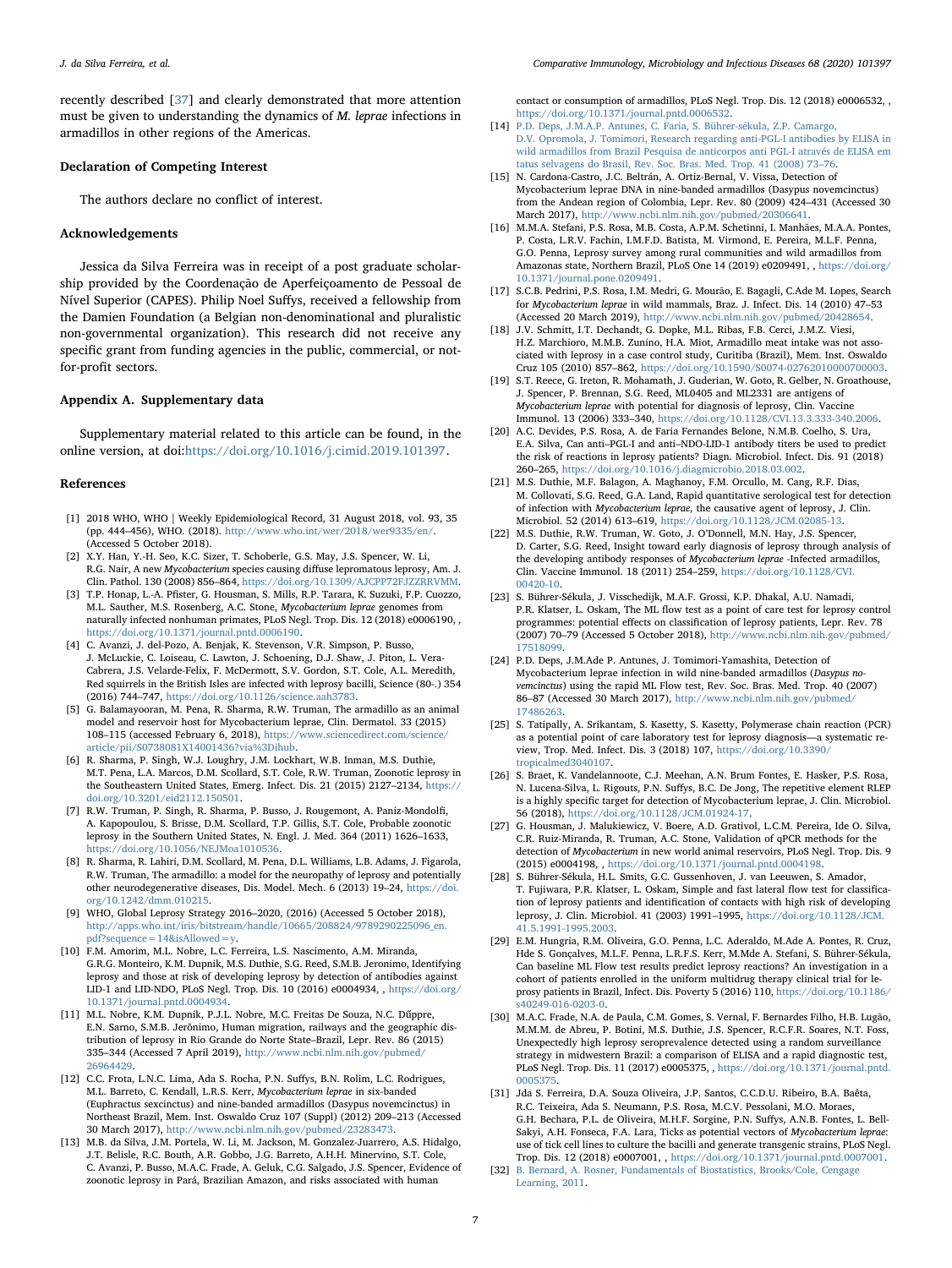recently described [37] and clearly demonstrated that more attention must be given to understanding the dynamics of *M. leprae* infections in armadillos in other regions of the Americas.

## Declaration of Competing Interest

The authors declare no conflict of interest.

## Acknowledgements

Jessica da Silva Ferreira was in receipt of a post graduate scholarship provided by the Coordenação de Aperfeiçoamento de Pessoal de Nível Superior (CAPES). Philip Noel Suffys, received a fellowship from the Damien Foundation (a Belgian non-denominational and pluralistic non-governmental organization). This research did not receive any specific grant from funding agencies in the public, commercial, or not-for-profit sectors.

## Appendix A. Supplementary data

Supplementary material related to this article can be found, in the online version, at doi:https://doi.org/10.1016/j.cimid.2019.101397.

## References

[1] 2018 WHO, WHO | Weekly Epidemiological Record, 31 August 2018, vol. 93, 35 (pp. 444–456), WHO. (2018). http://www.who.int/wer/2018/wer9335/en/. (Accessed 5 October 2018).

[2] X.Y. Han, Y.-H. Seo, K.C. Sizer, T. Schoberle, G.S. May, J.S. Spencer, W. Li, R.G. Nair, A new *Mycobacterium* species causing diffuse lepromatous leprosy, Am. J. Clin. Pathol. 130 (2008) 856–864, https://doi.org/10.1309/AJCPP72FJZZRRVMM.

[3] T.P. Honap, L.-A. Pfister, G. Housman, S. Mills, R.P. Tarara, K. Suzuki, F.P. Cuozzo, M.L. Sauther, M.S. Rosenberg, A.C. Stone, *Mycobacterium leprae* genomes from naturally infected nonhuman primates, PLoS Negl. Trop. Dis. 12 (2018) e0006190, , https://doi.org/10.1371/journal.pntd.0006190.

[4] C. Avanzi, J. del-Pozo, A. Benjak, K. Stevenson, V.R. Simpson, P. Busso, J. McLuckie, C. Loiseau, C. Lawton, J. Schoening, D.J. Shaw, J. Piton, L. Vera-Cabrera, J.S. Velarde-Felix, F. McDermott, S.V. Gordon, S.T. Cole, A.L. Meredith, Red squirrels in the British Isles are infected with leprosy bacilli, Science (80-.) 354 (2016) 744–747, https://doi.org/10.1126/science.aah3783.

[5] G. Balamayooran, M. Pena, R. Sharma, R.W. Truman, The armadillo as an animal model and reservoir host for Mycobacterium leprae, Clin. Dermatol. 33 (2015) 108–115 (accessed February 6, 2018), https://www.sciencedirect.com/science/article/pii/S0738081X14001436?via%3Dihub.

[6] R. Sharma, P. Singh, W.J. Loughry, J.M. Lockhart, W.B. Inman, M.S. Duthie, M.T. Pena, L.A. Marcos, D.M. Scollard, S.T. Cole, R.W. Truman, Zoonotic leprosy in the Southeastern United States, Emerg. Infect. Dis. 21 (2015) 2127–2134, https://doi.org/10.3201/eid2112.150501.

[7] R.W. Truman, P. Singh, R. Sharma, P. Busso, J. Rougemont, A. Paniz-Mondolfi, A. Kapopoulou, S. Brisse, D.M. Scollard, T.P. Gillis, S.T. Cole, Probable zoonotic leprosy in the Southern United States, N. Engl. J. Med. 364 (2011) 1626–1633, https://doi.org/10.1056/NEJMoa1010536.

[8] R. Sharma, R. Lahiri, D.M. Scollard, M. Pena, D.L. Williams, L.B. Adams, J. Figarola, R.W. Truman, The armadillo: a model for the neuropathy of leprosy and potentially other neurodegenerative diseases, Dis. Model. Mech. 6 (2013) 19–24, https://doi.org/10.1242/dmm.010215.

[9] WHO, Global Leprosy Strategy 2016–2020, (2016) (Accessed 5 October 2018), http://apps.who.int/iris/bitstream/handle/10665/208824/9789290225096_en.pdf?sequence=14&isAllowed=y.

[10] F.M. Amorim, M.L. Nobre, L.C. Ferreira, L.S. Nascimento, A.M. Miranda, G.R.G. Monteiro, K.M. Dupnik, M.S. Duthie, S.G. Reed, S.M.B. Jeronimo, Identifying leprosy and those at risk of developing leprosy by detection of antibodies against LID-1 and LID-NDO, PLoS Negl. Trop. Dis. 10 (2016) e0004934, , https://doi.org/10.1371/journal.pntd.0004934.

[11] M.L. Nobre, K.M. Dupnik, P.J.L. Nobre, M.C. Freitas De Souza, N.C. Dűppre, E.N. Sarno, S.M.B. Jerônimo, Human migration, railways and the geographic distribution of leprosy in Rio Grande do Norte State–Brazil, Lepr. Rev. 86 (2015) 335–344 (Accessed 7 April 2019), http://www.ncbi.nlm.nih.gov/pubmed/26964429.

[12] C.C. Frota, L.N.C. Lima, Ada S. Rocha, P.N. Suffys, B.N. Rolim, L.C. Rodrigues, M.L. Barreto, C. Kendall, L.R.S. Kerr, *Mycobacterium leprae* in six-banded (Euphractus sexcinctus) and nine-banded armadillos (Dasypus novemcinctus) in Northeast Brazil, Mem. Inst. Oswaldo Cruz 107 (Suppl) (2012) 209–213 (Accessed 30 March 2017), http://www.ncbi.nlm.nih.gov/pubmed/23283473.

[13] M.B. da Silva, J.M. Portela, W. Li, M. Jackson, M. Gonzalez-Juarrero, A.S. Hidalgo, J.T. Belisle, R.C. Bouth, A.R. Gobbo, J.G. Barreto, A.H.H. Minervino, S.T. Cole, C. Avanzi, P. Busso, M.A.C. Frade, A. Geluk, C.G. Salgado, J.S. Spencer, Evidence of zoonotic leprosy in Pará, Brazilian Amazon, and risks associated with human contact or consumption of armadillos, PLoS Negl. Trop. Dis. 12 (2018) e0006532, , https://doi.org/10.1371/journal.pntd.0006532.

[14] P.D. Deps, J.M.A.P. Antunes, C. Faria, S. Bührer-sékula, Z.P. Camargo, D.V. Opromola, J. Tomimori, Research regarding anti-PGL-I antibodies by ELISA in wild armadillos from Brazil Pesquisa de anticorpos anti PGL-I através de ELISA em tatus selvagens do Brasil, Rev. Soc. Bras. Med. Trop. 41 (2008) 73–76.

[15] N. Cardona-Castro, J.C. Beltrán, A. Ortiz-Bernal, V. Vissa, Detection of Mycobacterium leprae DNA in nine-banded armadillos (Dasypus novemcinctus) from the Andean region of Colombia, Lepr. Rev. 80 (2009) 424–431 (Accessed 30 March 2017), http://www.ncbi.nlm.nih.gov/pubmed/20306641.

[16] M.M.A. Stefani, P.S. Rosa, M.B. Costa, A.P.M. Schetinni, I. Manhães, M.A.A. Pontes, P. Costa, L.R.V. Fachin, I.M.F.D. Batista, M. Virmond, E. Pereira, M.L.F. Penna, G.O. Penna, Leprosy survey among rural communities and wild armadillos from Amazonas state, Northern Brazil, PLoS One 14 (2019) e0209491, , https://doi.org/10.1371/journal.pone.0209491.

[17] S.C.B. Pedrini, P.S. Rosa, I.M. Medri, G. Mourão, E. Bagagli, C.Ade M. Lopes, Search for *Mycobacterium leprae* in wild mammals, Braz. J. Infect. Dis. 14 (2010) 47–53 (Accessed 20 March 2019), http://www.ncbi.nlm.nih.gov/pubmed/20428654.

[18] J.V. Schmitt, I.T. Dechandt, G. Dopke, M.L. Ribas, F.B. Cerci, J.M.Z. Viesi, H.Z. Marchioro, M.M.B. Zunino, H.A. Miot, Armadillo meat intake was not associated with leprosy in a case control study, Curitiba (Brazil), Mem. Inst. Oswaldo Cruz 105 (2010) 857–862, https://doi.org/10.1590/S0074-02762010000700003.

[19] S.T. Reece, G. Ireton, R. Mohamath, J. Guderian, W. Goto, R. Gelber, N. Groathouse, J. Spencer, P. Brennan, S.G. Reed, ML0405 and ML2331 are antigens of *Mycobacterium leprae* with potential for diagnosis of leprosy, Clin. Vaccine Immunol. 13 (2006) 333–340, https://doi.org/10.1128/CVI.13.3.333-340.2006.

[20] A.C. Devides, P.S. Rosa, A. de Faria Fernandes Belone, N.M.B. Coelho, S. Ura, E.A. Silva, Can anti–PGL-I and anti–NDO-LID-1 antibody titers be used to predict the risk of reactions in leprosy patients? Diagn. Microbiol. Infect. Dis. 91 (2018) 260–265, https://doi.org/10.1016/j.diagmicrobio.2018.03.002.

[21] M.S. Duthie, M.F. Balagon, A. Maghanoy, F.M. Orcullo, M. Cang, R.F. Dias, M. Collovati, S.G. Reed, G.A. Land, Rapid quantitative serological test for detection of infection with *Mycobacterium leprae*, the causative agent of leprosy, J. Clin. Microbiol. 52 (2014) 613–619, https://doi.org/10.1128/JCM.02085-13.

[22] M.S. Duthie, R.W. Truman, W. Goto, J. O'Donnell, M.N. Hay, J.S. Spencer, D. Carter, S.G. Reed, Insight toward early diagnosis of leprosy through analysis of the developing antibody responses of *Mycobacterium leprae* -Infected armadillos, Clin. Vaccine Immunol. 18 (2011) 254–259, https://doi.org/10.1128/CVI.00420-10.

[23] S. Bührer-Sékula, J. Visschedijk, M.A.F. Grossi, K.P. Dhakal, A.U. Namadi, P.R. Klatser, L. Oskam, The ML flow test as a point of care test for leprosy control programmes: potential effects on classification of leprosy patients, Lepr. Rev. 78 (2007) 70–79 (Accessed 5 October 2018), http://www.ncbi.nlm.nih.gov/pubmed/17518099.

[24] P.D. Deps, J.M.Ade P. Antunes, J. Tomimori-Yamashita, Detection of Mycobacterium leprae infection in wild nine-banded armadillos (*Dasypus novemcinctus*) using the rapid ML Flow test, Rev. Soc. Bras. Med. Trop. 40 (2007) 86–87 (Accessed 30 March 2017), http://www.ncbi.nlm.nih.gov/pubmed/17486263.

[25] S. Tatipally, A. Srikantam, S. Kasetty, S. Kasetty, Polymerase chain reaction (PCR) as a potential point of care laboratory test for leprosy diagnosis—a systematic review, Trop. Med. Infect. Dis. 3 (2018) 107, https://doi.org/10.3390/tropicalmed3040107.

[26] S. Braet, K. Vandelannoote, C.J. Meehan, A.N. Brum Fontes, E. Hasker, P.S. Rosa, N. Lucena-Silva, L. Rigouts, P.N. Suffys, B.C. De Jong, The repetitive element RLEP is a highly specific target for detection of Mycobacterium leprae, J. Clin. Microbiol. 56 (2018), https://doi.org/10.1128/JCM.01924-17.

[27] G. Housman, J. Malukiewicz, V. Boere, A.D. Grativol, L.C.M. Pereira, Ide O. Silva, C.R. Ruiz-Miranda, R. Truman, A.C. Stone, Validation of qPCR methods for the detection of *Mycobacterium* in new world animal reservoirs, PLoS Negl. Trop. Dis. 9 (2015) e0004198, , https://doi.org/10.1371/journal.pntd.0004198.

[28] S. Bührer-Sékula, H.L. Smits, G.C. Gussenhoven, J. van Leeuwen, S. Amador, T. Fujiwara, P.R. Klatser, L. Oskam, Simple and fast lateral flow test for classification of leprosy patients and identification of contacts with high risk of developing leprosy, J. Clin. Microbiol. 41 (2003) 1991–1995, https://doi.org/10.1128/JCM.41.5.1991-1995.2003.

[29] E.M. Hungria, R.M. Oliveira, G.O. Penna, L.C. Aderaldo, M.Ade A. Pontes, R. Cruz, Hde S. Gonçalves, M.L.F. Penna, L.R.F.S. Kerr, M.Mde A. Stefani, S. Bührer-Sékula, Can baseline ML Flow test results predict leprosy reactions? An investigation in a cohort of patients enrolled in the uniform multidrug therapy clinical trial for leprosy patients in Brazil, Infect. Dis. Poverty 5 (2016) 110, https://doi.org/10.1186/s40249-016-0203-0.

[30] M.A.C. Frade, N.A. de Paula, C.M. Gomes, S. Vernal, F. Bernardes Filho, H.B. Lugão, M.M.M. de Abreu, P. Botini, M.S. Duthie, J.S. Spencer, R.C.F.R. Soares, N.T. Foss, Unexpectedly high leprosy seroprevalence detected using a random surveillance strategy in midwestern Brazil: a comparison of ELISA and a rapid diagnostic test, PLoS Negl. Trop. Dis. 11 (2017) e0005375, , https://doi.org/10.1371/journal.pntd.0005375.

[31] Jda S. Ferreira, D.A. Souza Oliveira, J.P. Santos, C.C.D.U. Ribeiro, B.A. Baêta, R.C. Teixeira, Ada S. Neumann, P.S. Rosa, M.C.V. Pessolani, M.O. Moraes, G.H. Bechara, P.L. de Oliveira, M.H.F. Sorgine, P.N. Suffys, A.N.B. Fontes, L. Bell-Sakyi, A.H. Fonseca, F.A. Lara, Ticks as potential vectors of *Mycobacterium leprae*: use of tick cell lines to culture the bacilli and generate transgenic strains, PLoS Negl. Trop. Dis. 12 (2018) e0007001, , https://doi.org/10.1371/journal.pntd.0007001.

[32] B. Bernard, A. Rosner, Fundamentals of Biostatistics, Brooks/Cole, Cengage Learning, 2011.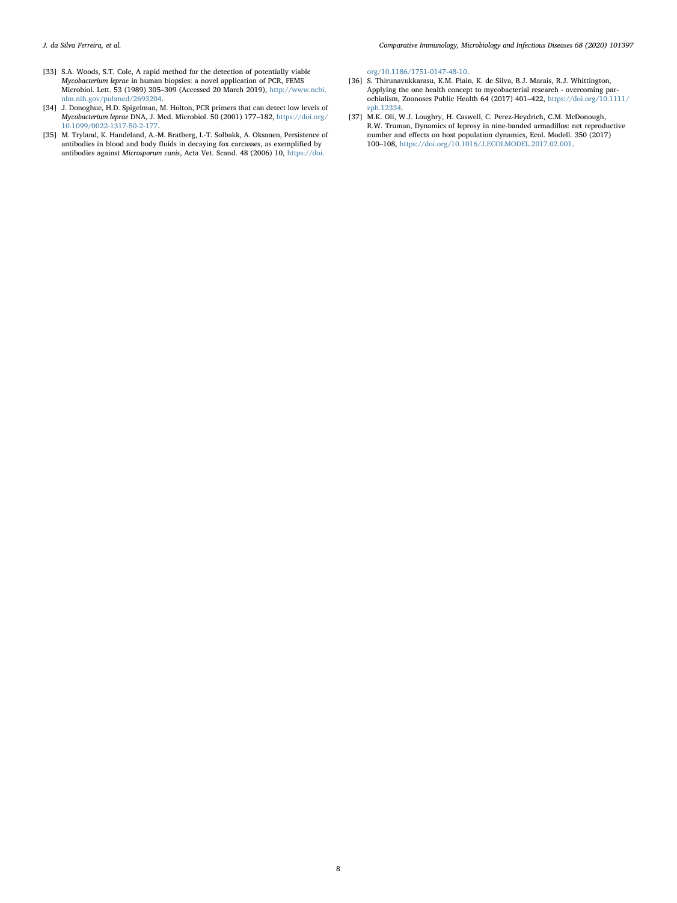[33] S.A. Woods, S.T. Cole, A rapid method for the detection of potentially viable *Mycobacterium leprae* in human biopsies: a novel application of PCR, FEMS Microbiol. Lett. 53 (1989) 305–309 (Accessed 20 March 2019), http://www.ncbi.nlm.nih.gov/pubmed/2693204.

[34] J. Donoghue, H.D. Spigelman, M. Holton, PCR primers that can detect low levels of *Mycobacterium leprae* DNA, J. Med. Microbiol. 50 (2001) 177–182, https://doi.org/10.1099/0022-1317-50-2-177.

[35] M. Tryland, K. Handeland, A.-M. Bratberg, I.-T. Solbakk, A. Oksanen, Persistence of antibodies in blood and body fluids in decaying fox carcasses, as exemplified by antibodies against *Microsporum canis*, Acta Vet. Scand. 48 (2006) 10, https://doi.org/10.1186/1751-0147-48-10.

[36] S. Thirunavukkarasu, K.M. Plain, K. de Silva, B.J. Marais, R.J. Whittington, Applying the one health concept to mycobacterial research - overcoming parochialism, Zoonoses Public Health 64 (2017) 401–422, https://doi.org/10.1111/zph.12334.

[37] M.K. Oli, W.J. Loughry, H. Caswell, C. Perez-Heydrich, C.M. McDonough, R.W. Truman, Dynamics of leprosy in nine-banded armadillos: net reproductive number and effects on host population dynamics, Ecol. Modell. 350 (2017) 100–108, https://doi.org/10.1016/J.ECOLMODEL.2017.02.001.